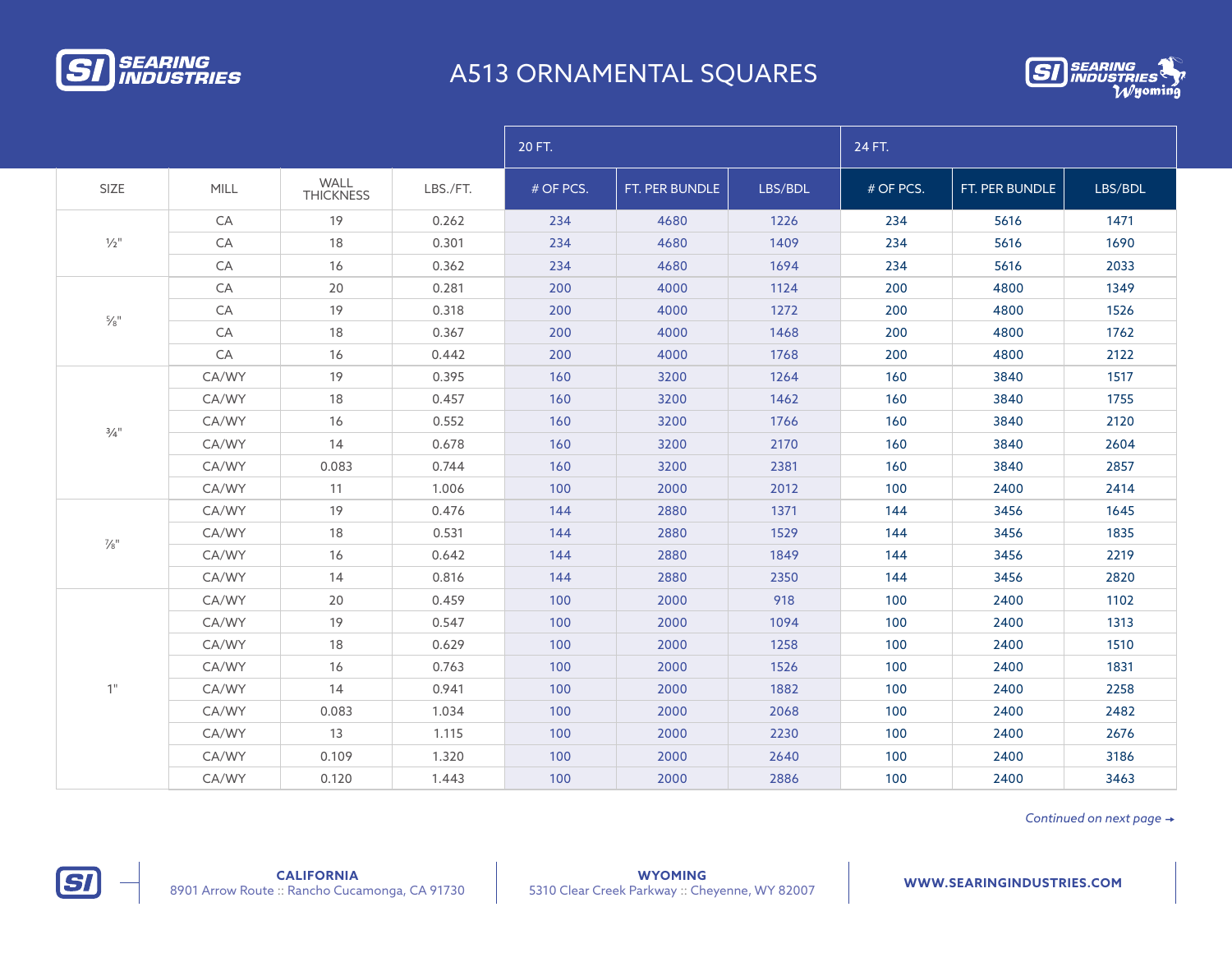# A513 ORNAMENTAL SQUARES

| SIZE | MILL | WALL THICKNESS | LBS./FT. | 20 FT. | | | 24 FT. | | |
|---|---|---|---|---|---|---|---|---|---|
| | | | | # OF PCS. | FT. PER BUNDLE | LBS/BDL | # OF PCS. | FT. PER BUNDLE | LBS/BDL |
| ½" | CA | 19 | 0.262 | 234 | 4680 | 1226 | 234 | 5616 | 1471 |
| | CA | 18 | 0.301 | 234 | 4680 | 1409 | 234 | 5616 | 1690 |
| | CA | 16 | 0.362 | 234 | 4680 | 1694 | 234 | 5616 | 2033 |
| ⅝" | CA | 20 | 0.281 | 200 | 4000 | 1124 | 200 | 4800 | 1349 |
| | CA | 19 | 0.318 | 200 | 4000 | 1272 | 200 | 4800 | 1526 |
| | CA | 18 | 0.367 | 200 | 4000 | 1468 | 200 | 4800 | 1762 |
| | CA | 16 | 0.442 | 200 | 4000 | 1768 | 200 | 4800 | 2122 |
| ¾" | CA/WY | 19 | 0.395 | 160 | 3200 | 1264 | 160 | 3840 | 1517 |
| | CA/WY | 18 | 0.457 | 160 | 3200 | 1462 | 160 | 3840 | 1755 |
| | CA/WY | 16 | 0.552 | 160 | 3200 | 1766 | 160 | 3840 | 2120 |
| | CA/WY | 14 | 0.678 | 160 | 3200 | 2170 | 160 | 3840 | 2604 |
| | CA/WY | 0.083 | 0.744 | 160 | 3200 | 2381 | 160 | 3840 | 2857 |
| | CA/WY | 11 | 1.006 | 100 | 2000 | 2012 | 100 | 2400 | 2414 |
| ⅞" | CA/WY | 19 | 0.476 | 144 | 2880 | 1371 | 144 | 3456 | 1645 |
| | CA/WY | 18 | 0.531 | 144 | 2880 | 1529 | 144 | 3456 | 1835 |
| | CA/WY | 16 | 0.642 | 144 | 2880 | 1849 | 144 | 3456 | 2219 |
| | CA/WY | 14 | 0.816 | 144 | 2880 | 2350 | 144 | 3456 | 2820 |
| 1" | CA/WY | 20 | 0.459 | 100 | 2000 | 918 | 100 | 2400 | 1102 |
| | CA/WY | 19 | 0.547 | 100 | 2000 | 1094 | 100 | 2400 | 1313 |
| | CA/WY | 18 | 0.629 | 100 | 2000 | 1258 | 100 | 2400 | 1510 |
| | CA/WY | 16 | 0.763 | 100 | 2000 | 1526 | 100 | 2400 | 1831 |
| | CA/WY | 14 | 0.941 | 100 | 2000 | 1882 | 100 | 2400 | 2258 |
| | CA/WY | 0.083 | 1.034 | 100 | 2000 | 2068 | 100 | 2400 | 2482 |
| | CA/WY | 13 | 1.115 | 100 | 2000 | 2230 | 100 | 2400 | 2676 |
| | CA/WY | 0.109 | 1.320 | 100 | 2000 | 2640 | 100 | 2400 | 3186 |
| | CA/WY | 0.120 | 1.443 | 100 | 2000 | 2886 | 100 | 2400 | 3463 |

*Continued on next page →*

**CALIFORNIA**
8901 Arrow Route :: Rancho Cucamonga, CA 91730

**WYOMING**
5310 Clear Creek Parkway :: Cheyenne, WY 82007

**WWW.SEARINGINDUSTRIES.COM**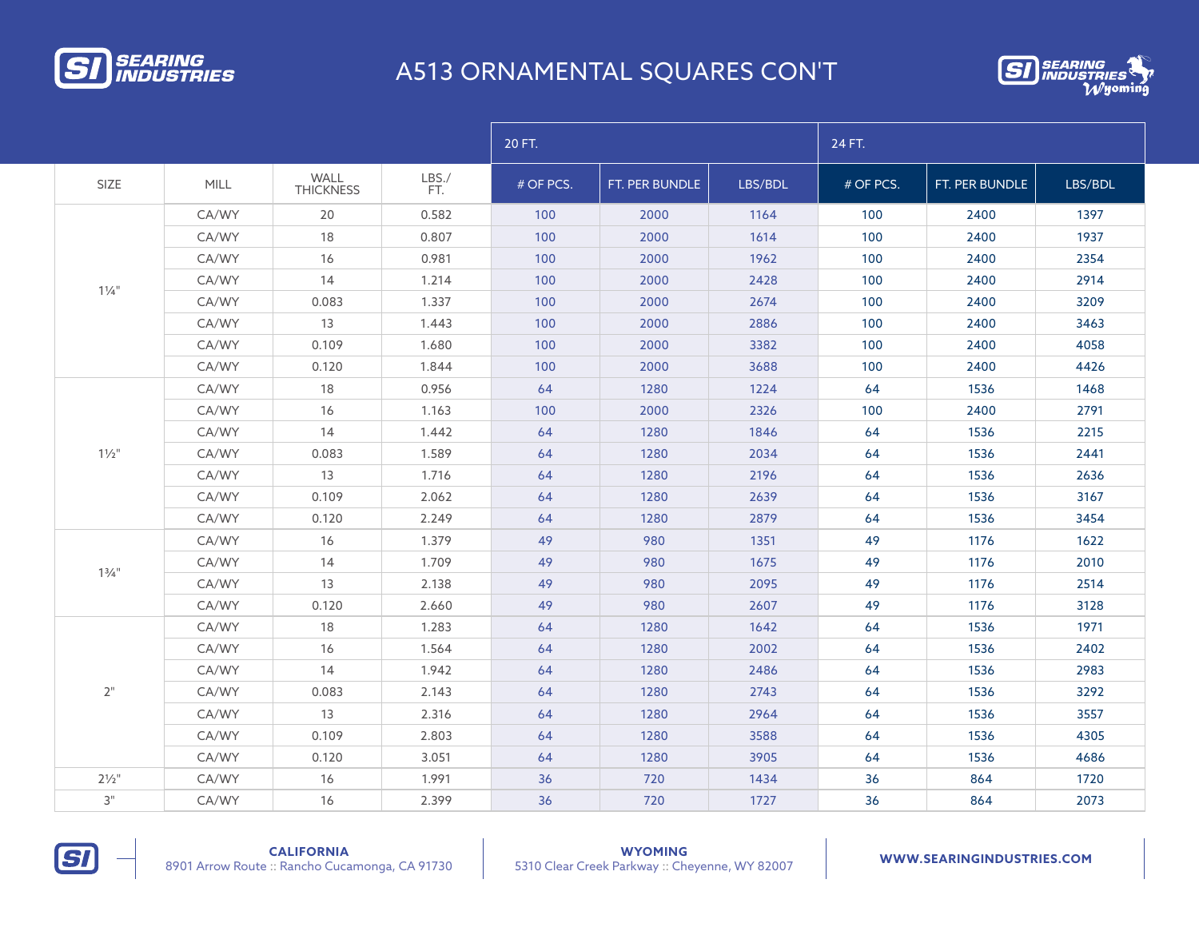# A513 ORNAMENTAL SQUARES CON'T

| SIZE | MILL | WALL THICKNESS | LBS./FT. | 20 FT. | | | 24 FT. | | |
|---|---|---|---|---|---|---|---|---|---|
| | | | | # OF PCS. | FT. PER BUNDLE | LBS/BDL | # OF PCS. | FT. PER BUNDLE | LBS/BDL |
| 1¼" | CA/WY | 20 | 0.582 | 100 | 2000 | 1164 | 100 | 2400 | 1397 |
| | CA/WY | 18 | 0.807 | 100 | 2000 | 1614 | 100 | 2400 | 1937 |
| | CA/WY | 16 | 0.981 | 100 | 2000 | 1962 | 100 | 2400 | 2354 |
| | CA/WY | 14 | 1.214 | 100 | 2000 | 2428 | 100 | 2400 | 2914 |
| | CA/WY | 0.083 | 1.337 | 100 | 2000 | 2674 | 100 | 2400 | 3209 |
| | CA/WY | 13 | 1.443 | 100 | 2000 | 2886 | 100 | 2400 | 3463 |
| | CA/WY | 0.109 | 1.680 | 100 | 2000 | 3382 | 100 | 2400 | 4058 |
| | CA/WY | 0.120 | 1.844 | 100 | 2000 | 3688 | 100 | 2400 | 4426 |
| 1½" | CA/WY | 18 | 0.956 | 64 | 1280 | 1224 | 64 | 1536 | 1468 |
| | CA/WY | 16 | 1.163 | 100 | 2000 | 2326 | 100 | 2400 | 2791 |
| | CA/WY | 14 | 1.442 | 64 | 1280 | 1846 | 64 | 1536 | 2215 |
| | CA/WY | 0.083 | 1.589 | 64 | 1280 | 2034 | 64 | 1536 | 2441 |
| | CA/WY | 13 | 1.716 | 64 | 1280 | 2196 | 64 | 1536 | 2636 |
| | CA/WY | 0.109 | 2.062 | 64 | 1280 | 2639 | 64 | 1536 | 3167 |
| | CA/WY | 0.120 | 2.249 | 64 | 1280 | 2879 | 64 | 1536 | 3454 |
| 1¾" | CA/WY | 16 | 1.379 | 49 | 980 | 1351 | 49 | 1176 | 1622 |
| | CA/WY | 14 | 1.709 | 49 | 980 | 1675 | 49 | 1176 | 2010 |
| | CA/WY | 13 | 2.138 | 49 | 980 | 2095 | 49 | 1176 | 2514 |
| | CA/WY | 0.120 | 2.660 | 49 | 980 | 2607 | 49 | 1176 | 3128 |
| 2" | CA/WY | 18 | 1.283 | 64 | 1280 | 1642 | 64 | 1536 | 1971 |
| | CA/WY | 16 | 1.564 | 64 | 1280 | 2002 | 64 | 1536 | 2402 |
| | CA/WY | 14 | 1.942 | 64 | 1280 | 2486 | 64 | 1536 | 2983 |
| | CA/WY | 0.083 | 2.143 | 64 | 1280 | 2743 | 64 | 1536 | 3292 |
| | CA/WY | 13 | 2.316 | 64 | 1280 | 2964 | 64 | 1536 | 3557 |
| | CA/WY | 0.109 | 2.803 | 64 | 1280 | 3588 | 64 | 1536 | 4305 |
| | CA/WY | 0.120 | 3.051 | 64 | 1280 | 3905 | 64 | 1536 | 4686 |
| 2½" | CA/WY | 16 | 1.991 | 36 | 720 | 1434 | 36 | 864 | 1720 |
| 3" | CA/WY | 16 | 2.399 | 36 | 720 | 1727 | 36 | 864 | 2073 |

**CALIFORNIA**
8901 Arrow Route :: Rancho Cucamonga, CA 91730

**WYOMING**
5310 Clear Creek Parkway :: Cheyenne, WY 82007

**WWW.SEARINGINDUSTRIES.COM**